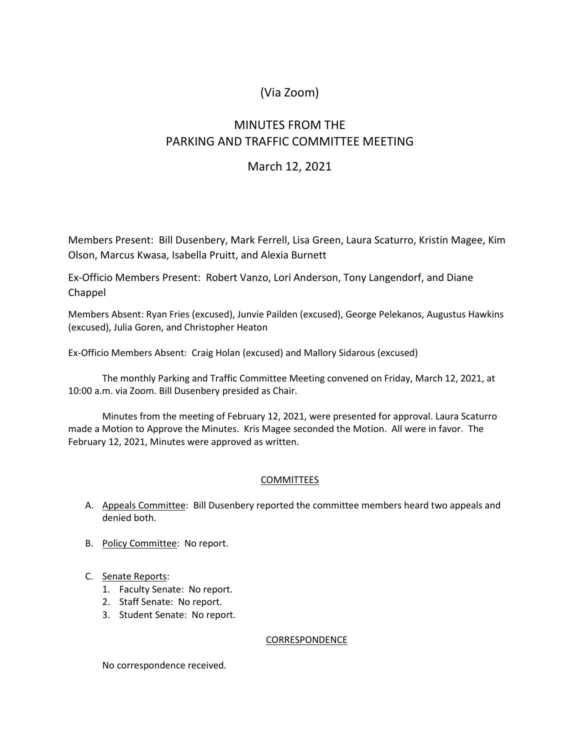(Via Zoom)

# MINUTES FROM THE PARKING AND TRAFFIC COMMITTEE MEETING

March 12, 2021

Members Present: Bill Dusenbery, Mark Ferrell, Lisa Green, Laura Scaturro, Kristin Magee, Kim Olson, Marcus Kwasa, Isabella Pruitt, and Alexia Burnett

Ex-Officio Members Present: Robert Vanzo, Lori Anderson, Tony Langendorf, and Diane Chappel

Members Absent: Ryan Fries (excused), Junvie Pailden (excused), George Pelekanos, Augustus Hawkins (excused), Julia Goren, and Christopher Heaton

Ex-Officio Members Absent: Craig Holan (excused) and Mallory Sidarous (excused)

The monthly Parking and Traffic Committee Meeting convened on Friday, March 12, 2021, at 10:00 a.m. via Zoom. Bill Dusenbery presided as Chair.

Minutes from the meeting of February 12, 2021, were presented for approval. Laura Scaturro made a Motion to Approve the Minutes. Kris Magee seconded the Motion. All were in favor. The February 12, 2021, Minutes were approved as written.

## COMMITTEES

A. Appeals Committee: Bill Dusenbery reported the committee members heard two appeals and denied both.

B. Policy Committee: No report.

C. Senate Reports:
   1. Faculty Senate: No report.
   2. Staff Senate: No report.
   3. Student Senate: No report.

## CORRESPONDENCE

No correspondence received.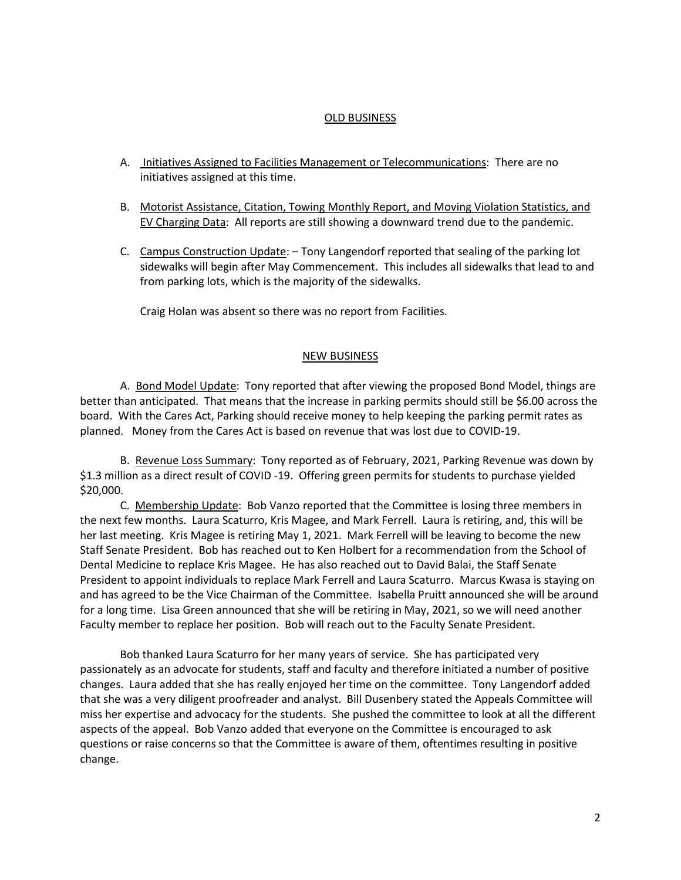## OLD BUSINESS

A. Initiatives Assigned to Facilities Management or Telecommunications: There are no initiatives assigned at this time.

B. Motorist Assistance, Citation, Towing Monthly Report, and Moving Violation Statistics, and EV Charging Data: All reports are still showing a downward trend due to the pandemic.

C. Campus Construction Update: – Tony Langendorf reported that sealing of the parking lot sidewalks will begin after May Commencement. This includes all sidewalks that lead to and from parking lots, which is the majority of the sidewalks.

Craig Holan was absent so there was no report from Facilities.

## NEW BUSINESS

A. Bond Model Update: Tony reported that after viewing the proposed Bond Model, things are better than anticipated. That means that the increase in parking permits should still be $6.00 across the board. With the Cares Act, Parking should receive money to help keeping the parking permit rates as planned. Money from the Cares Act is based on revenue that was lost due to COVID-19.

B. Revenue Loss Summary: Tony reported as of February, 2021, Parking Revenue was down by $1.3 million as a direct result of COVID -19. Offering green permits for students to purchase yielded $20,000.

C. Membership Update: Bob Vanzo reported that the Committee is losing three members in the next few months. Laura Scaturro, Kris Magee, and Mark Ferrell. Laura is retiring, and, this will be her last meeting. Kris Magee is retiring May 1, 2021. Mark Ferrell will be leaving to become the new Staff Senate President. Bob has reached out to Ken Holbert for a recommendation from the School of Dental Medicine to replace Kris Magee. He has also reached out to David Balai, the Staff Senate President to appoint individuals to replace Mark Ferrell and Laura Scaturro. Marcus Kwasa is staying on and has agreed to be the Vice Chairman of the Committee. Isabella Pruitt announced she will be around for a long time. Lisa Green announced that she will be retiring in May, 2021, so we will need another Faculty member to replace her position. Bob will reach out to the Faculty Senate President.

Bob thanked Laura Scaturro for her many years of service. She has participated very passionately as an advocate for students, staff and faculty and therefore initiated a number of positive changes. Laura added that she has really enjoyed her time on the committee. Tony Langendorf added that she was a very diligent proofreader and analyst. Bill Dusenbery stated the Appeals Committee will miss her expertise and advocacy for the students. She pushed the committee to look at all the different aspects of the appeal. Bob Vanzo added that everyone on the Committee is encouraged to ask questions or raise concerns so that the Committee is aware of them, oftentimes resulting in positive change.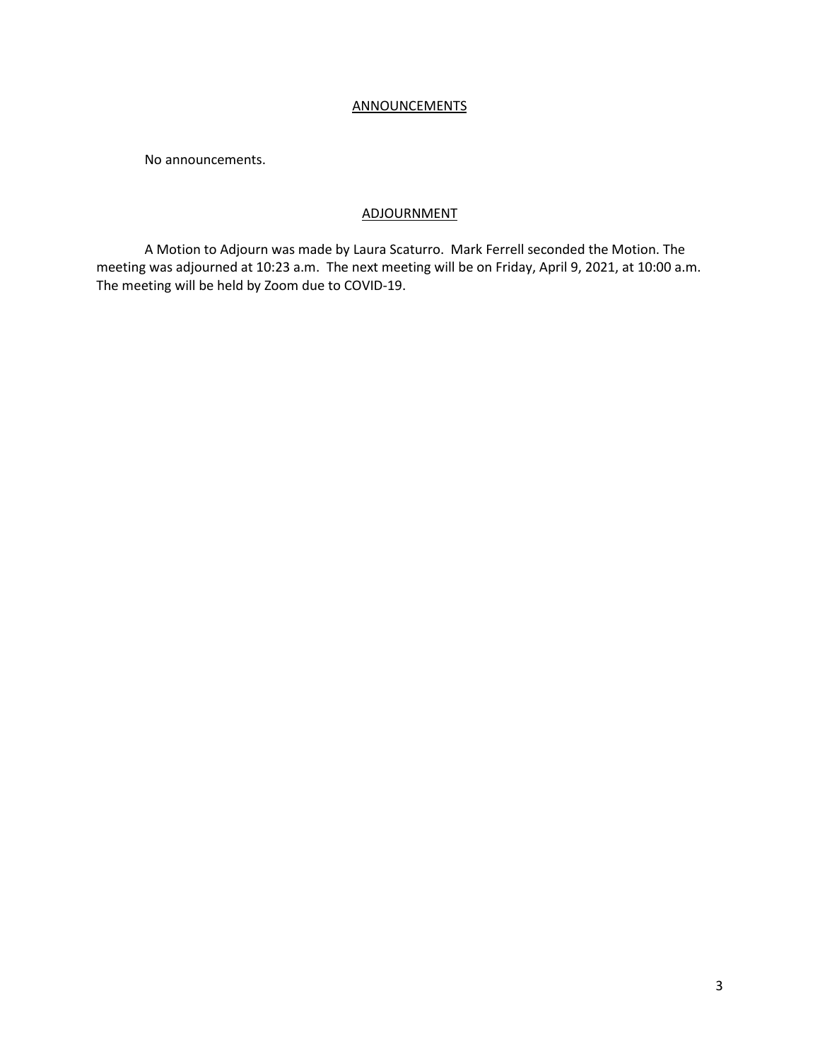## ANNOUNCEMENTS

No announcements.

## ADJOURNMENT

A Motion to Adjourn was made by Laura Scaturro. Mark Ferrell seconded the Motion. The meeting was adjourned at 10:23 a.m. The next meeting will be on Friday, April 9, 2021, at 10:00 a.m. The meeting will be held by Zoom due to COVID-19.